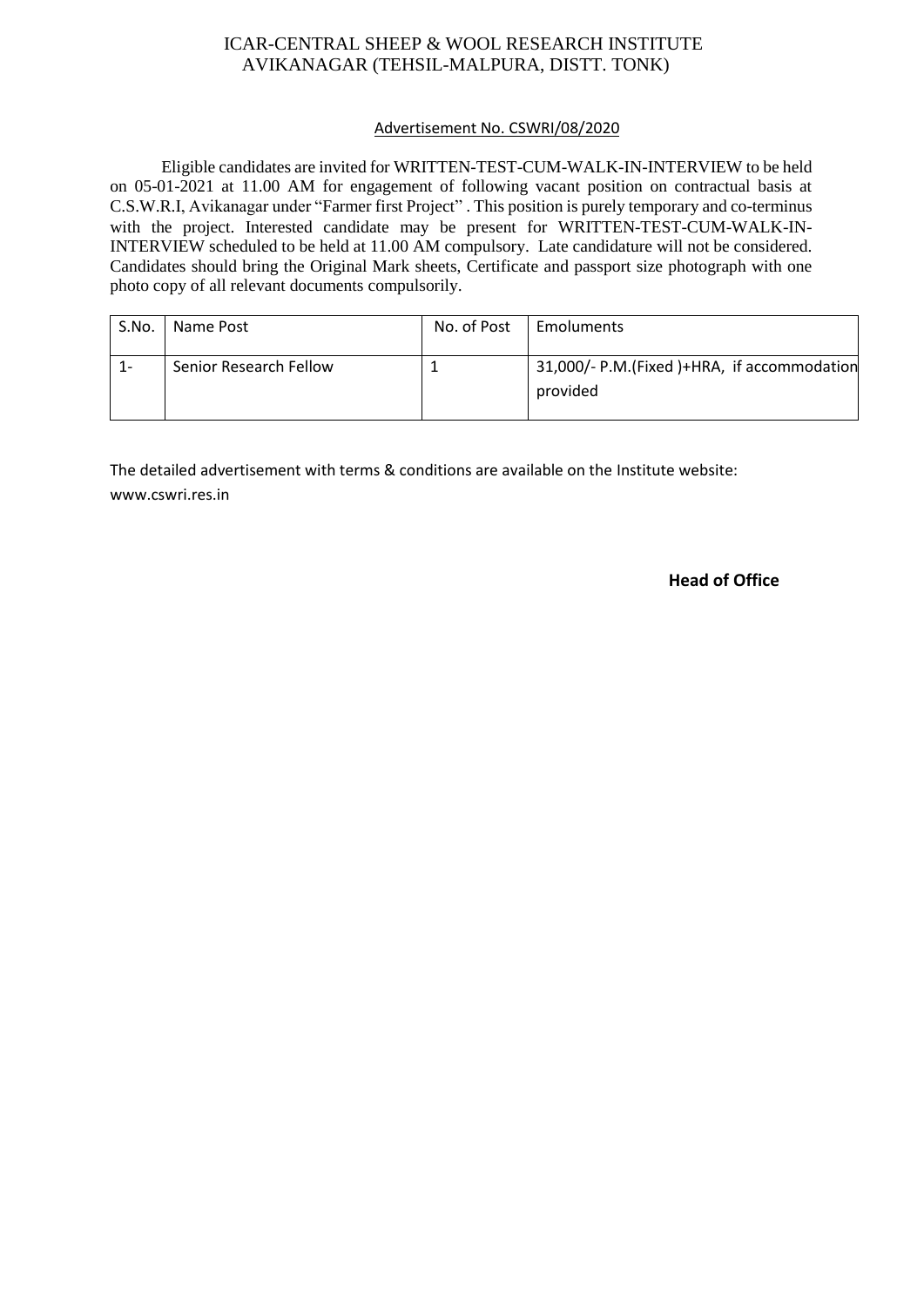# ICAR-CENTRAL SHEEP & WOOL RESEARCH INSTITUTE
## AVIKANAGAR (TEHSIL-MALPURA, DISTT. TONK)

Advertisement No. CSWRI/08/2020

Eligible candidates are invited for WRITTEN-TEST-CUM-WALK-IN-INTERVIEW to be held on 05-01-2021 at 11.00 AM for engagement of following vacant position on contractual basis at C.S.W.R.I, Avikanagar under "Farmer first Project" . This position is purely temporary and co-terminus with the project. Interested candidate may be present for WRITTEN-TEST-CUM-WALK-IN-INTERVIEW scheduled to be held at 11.00 AM compulsory. Late candidature will not be considered. Candidates should bring the Original Mark sheets, Certificate and passport size photograph with one photo copy of all relevant documents compulsorily.

| S.No. | Name Post | No. of Post | Emoluments |
|---|---|---|---|
| 1- | Senior Research Fellow | 1 | 31,000/- P.M.(Fixed )+HRA, if accommodation provided |

The detailed advertisement with terms & conditions are available on the Institute website: www.cswri.res.in

**Head of Office**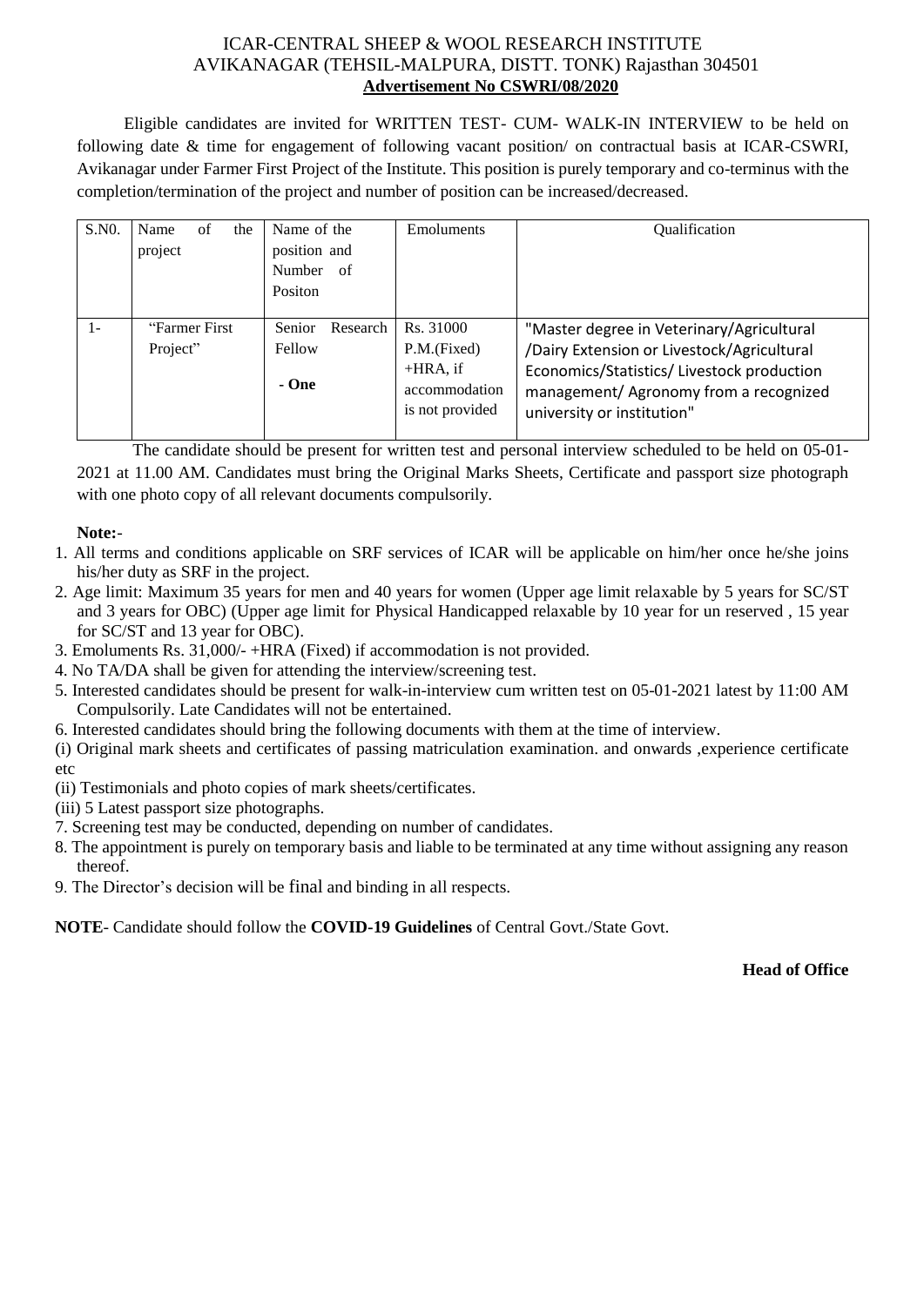ICAR-CENTRAL SHEEP & WOOL RESEARCH INSTITUTE
AVIKANAGAR (TEHSIL-MALPURA, DISTT. TONK) Rajasthan 304501

**Advertisement No CSWRI/08/2020**

Eligible candidates are invited for WRITTEN TEST- CUM- WALK-IN INTERVIEW to be held on following date & time for engagement of following vacant position/ on contractual basis at ICAR-CSWRI, Avikanagar under Farmer First Project of the Institute. This position is purely temporary and co-terminus with the completion/termination of the project and number of position can be increased/decreased.

| S.N0. | Name of the project | Name of the position and Number of Positon | Emoluments | Qualification |
|---|---|---|---|---|
| 1- | "Farmer First Project" | Senior Research Fellow<br>- **One** | Rs. 31000 P.M.(Fixed) +HRA, if accommodation is not provided | "Master degree in Veterinary/Agricultural /Dairy Extension or Livestock/Agricultural Economics/Statistics/ Livestock production management/ Agronomy from a recognized university or institution" |

The candidate should be present for written test and personal interview scheduled to be held on 05-01-2021 at 11.00 AM. Candidates must bring the Original Marks Sheets, Certificate and passport size photograph with one photo copy of all relevant documents compulsorily.

**Note:-**

1. All terms and conditions applicable on SRF services of ICAR will be applicable on him/her once he/she joins his/her duty as SRF in the project.
2. Age limit: Maximum 35 years for men and 40 years for women (Upper age limit relaxable by 5 years for SC/ST and 3 years for OBC) (Upper age limit for Physical Handicapped relaxable by 10 year for un reserved , 15 year for SC/ST and 13 year for OBC).
3. Emoluments Rs. 31,000/- +HRA (Fixed) if accommodation is not provided.
4. No TA/DA shall be given for attending the interview/screening test.
5. Interested candidates should be present for walk-in-interview cum written test on 05-01-2021 latest by 11:00 AM Compulsorily. Late Candidates will not be entertained.
6. Interested candidates should bring the following documents with them at the time of interview.

(i) Original mark sheets and certificates of passing matriculation examination. and onwards ,experience certificate etc

(ii) Testimonials and photo copies of mark sheets/certificates.

(iii) 5 Latest passport size photographs.

7. Screening test may be conducted, depending on number of candidates.
8. The appointment is purely on temporary basis and liable to be terminated at any time without assigning any reason thereof.
9. The Director's decision will be final and binding in all respects.

**NOTE**- Candidate should follow the **COVID-19 Guidelines** of Central Govt./State Govt.

**Head of Office**